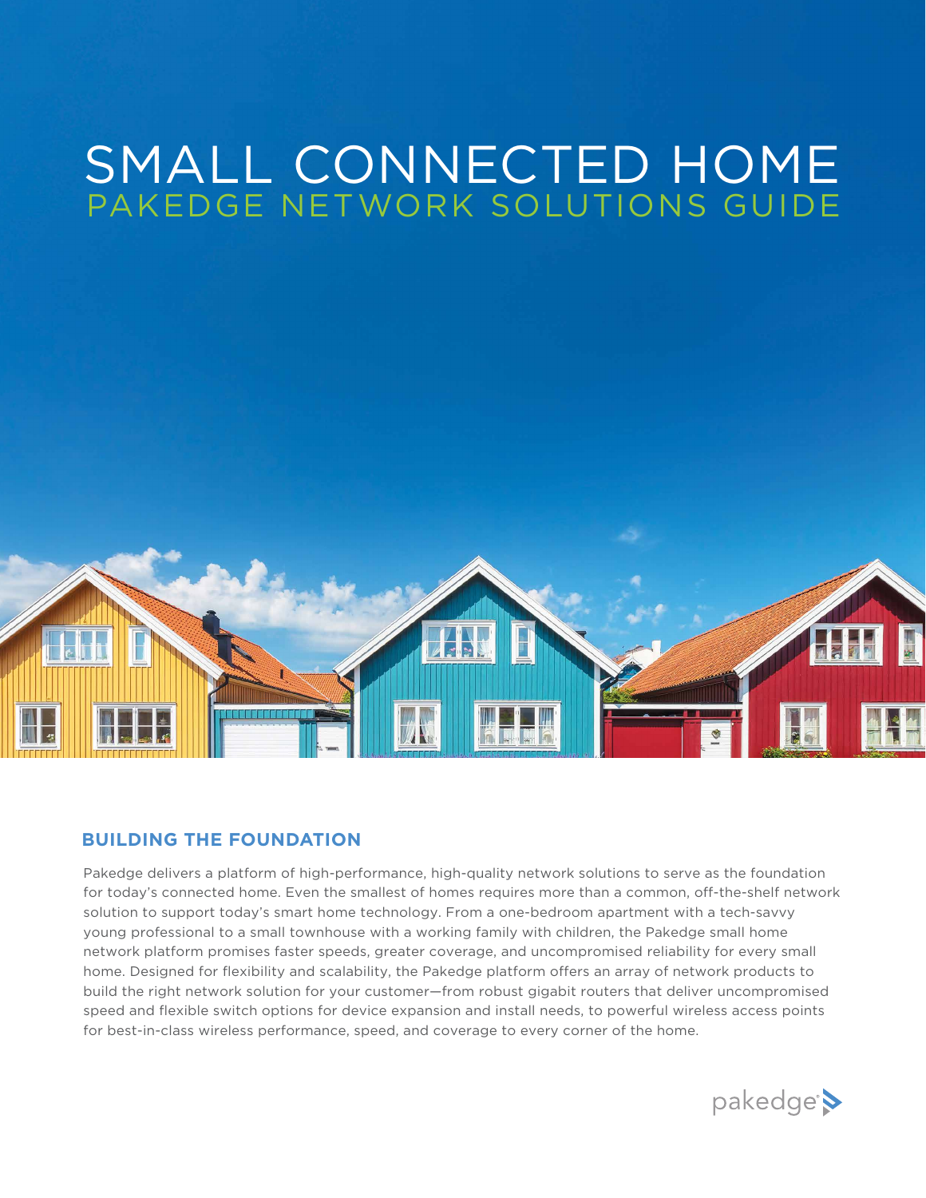# SMALL CONNECTED HOME

## PAKEDGE NETWORK SOLUTIONS GUIDE

### BUILDING THE FOUNDATION

Pakedge delivers a platform of high-performance, high-quality network solutions to serve as the foundation for today's connected home. Even the smallest of homes requires more than a common, off-the-shelf network solution to support today's smart home technology. From a one-bedroom apartment with a tech-savvy young professional to a small townhouse with a working family with children, the Pakedge small home network platform promises faster speeds, greater coverage, and uncompromised reliability for every small home. Designed for flexibility and scalability, the Pakedge platform offers an array of network products to build the right network solution for your customer—from robust gigabit routers that deliver uncompromised speed and flexible switch options for device expansion and install needs, to powerful wireless access points for best-in-class wireless performance, speed, and coverage to every corner of the home.

pakedge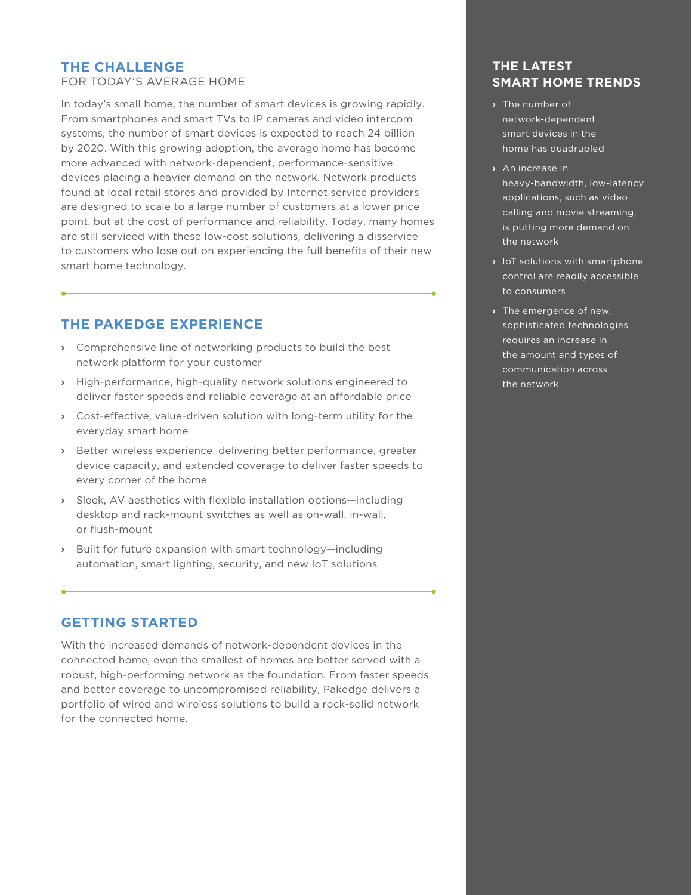## THE CHALLENGE

FOR TODAY'S AVERAGE HOME

In today's small home, the number of smart devices is growing rapidly. From smartphones and smart TVs to IP cameras and video intercom systems, the number of smart devices is expected to reach 24 billion by 2020. With this growing adoption, the average home has become more advanced with network-dependent, performance-sensitive devices placing a heavier demand on the network. Network products found at local retail stores and provided by Internet service providers are designed to scale to a large number of customers at a lower price point, but at the cost of performance and reliability. Today, many homes are still serviced with these low-cost solutions, delivering a disservice to customers who lose out on experiencing the full benefits of their new smart home technology.

## THE PAKEDGE EXPERIENCE

- Comprehensive line of networking products to build the best network platform for your customer
- High-performance, high-quality network solutions engineered to deliver faster speeds and reliable coverage at an affordable price
- Cost-effective, value-driven solution with long-term utility for the everyday smart home
- Better wireless experience, delivering better performance, greater device capacity, and extended coverage to deliver faster speeds to every corner of the home
- Sleek, AV aesthetics with flexible installation options—including desktop and rack-mount switches as well as on-wall, in-wall, or flush-mount
- Built for future expansion with smart technology—including automation, smart lighting, security, and new IoT solutions

## GETTING STARTED

With the increased demands of network-dependent devices in the connected home, even the smallest of homes are better served with a robust, high-performing network as the foundation. From faster speeds and better coverage to uncompromised reliability, Pakedge delivers a portfolio of wired and wireless solutions to build a rock-solid network for the connected home.

## THE LATEST SMART HOME TRENDS

- The number of network-dependent smart devices in the home has quadrupled
- An increase in heavy-bandwidth, low-latency applications, such as video calling and movie streaming, is putting more demand on the network
- IoT solutions with smartphone control are readily accessible to consumers
- The emergence of new, sophisticated technologies requires an increase in the amount and types of communication across the network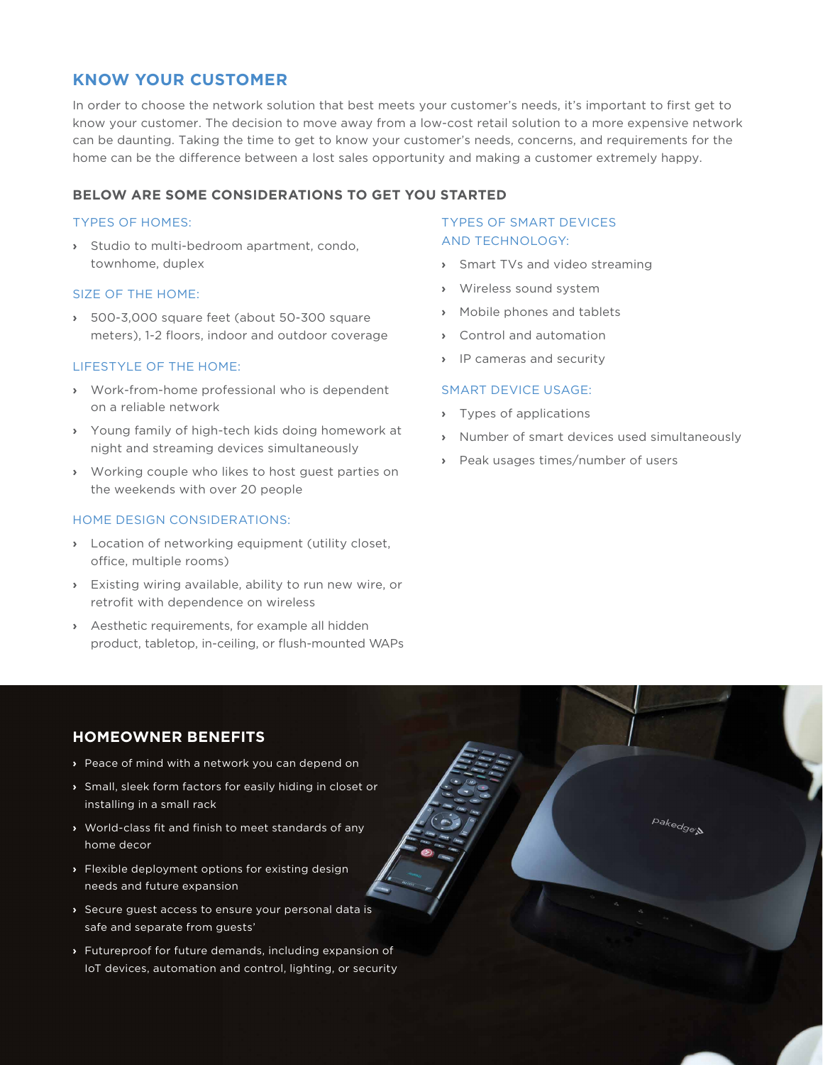## KNOW YOUR CUSTOMER

In order to choose the network solution that best meets your customer's needs, it's important to first get to know your customer. The decision to move away from a low-cost retail solution to a more expensive network can be daunting. Taking the time to get to know your customer's needs, concerns, and requirements for the home can be the difference between a lost sales opportunity and making a customer extremely happy.

### BELOW ARE SOME CONSIDERATIONS TO GET YOU STARTED

#### TYPES OF HOMES:

- Studio to multi-bedroom apartment, condo, townhome, duplex

#### SIZE OF THE HOME:

- 500-3,000 square feet (about 50-300 square meters), 1-2 floors, indoor and outdoor coverage

#### LIFESTYLE OF THE HOME:

- Work-from-home professional who is dependent on a reliable network
- Young family of high-tech kids doing homework at night and streaming devices simultaneously
- Working couple who likes to host guest parties on the weekends with over 20 people

#### HOME DESIGN CONSIDERATIONS:

- Location of networking equipment (utility closet, office, multiple rooms)
- Existing wiring available, ability to run new wire, or retrofit with dependence on wireless
- Aesthetic requirements, for example all hidden product, tabletop, in-ceiling, or flush-mounted WAPs

#### TYPES OF SMART DEVICES AND TECHNOLOGY:

- Smart TVs and video streaming
- Wireless sound system
- Mobile phones and tablets
- Control and automation
- IP cameras and security

#### SMART DEVICE USAGE:

- Types of applications
- Number of smart devices used simultaneously
- Peak usages times/number of users

## HOMEOWNER BENEFITS

- Peace of mind with a network you can depend on
- Small, sleek form factors for easily hiding in closet or installing in a small rack
- World-class fit and finish to meet standards of any home decor
- Flexible deployment options for existing design needs and future expansion
- Secure guest access to ensure your personal data is safe and separate from guests'
- Futureproof for future demands, including expansion of IoT devices, automation and control, lighting, or security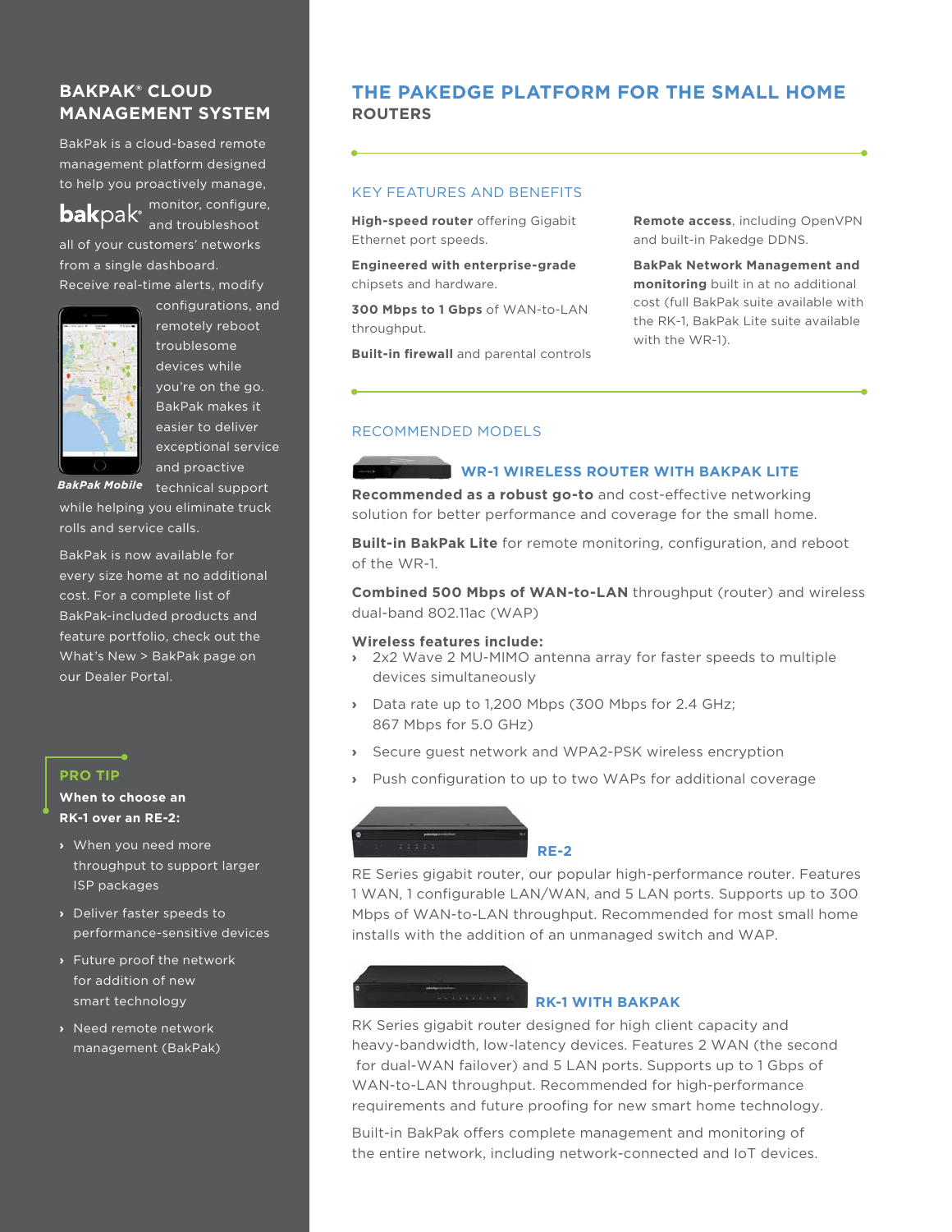## BAKPAK® CLOUD MANAGEMENT SYSTEM

BakPak is a cloud-based remote management platform designed to help you proactively manage, monitor, configure, and troubleshoot all of your customers' networks from a single dashboard. Receive real-time alerts, modify configurations, and remotely reboot troublesome devices while you're on the go. BakPak makes it easier to deliver exceptional service and proactive technical support while helping you eliminate truck rolls and service calls.

*BakPak Mobile*

BakPak is now available for every size home at no additional cost. For a complete list of BakPak-included products and feature portfolio, check out the What's New > BakPak page on our Dealer Portal.

### PRO TIP

**When to choose an RK-1 over an RE-2:**

- When you need more throughput to support larger ISP packages
- Deliver faster speeds to performance-sensitive devices
- Future proof the network for addition of new smart technology
- Need remote network management (BakPak)

# THE PAKEDGE PLATFORM FOR THE SMALL HOME

## ROUTERS

### KEY FEATURES AND BENEFITS

**High-speed router** offering Gigabit Ethernet port speeds.

**Engineered with enterprise-grade** chipsets and hardware.

**300 Mbps to 1 Gbps** of WAN-to-LAN throughput.

**Built-in firewall** and parental controls

**Remote access**, including OpenVPN and built-in Pakedge DDNS.

**BakPak Network Management and monitoring** built in at no additional cost (full BakPak suite available with the RK-1, BakPak Lite suite available with the WR-1).

### RECOMMENDED MODELS

#### WR-1 WIRELESS ROUTER WITH BAKPAK LITE

**Recommended as a robust go-to** and cost-effective networking solution for better performance and coverage for the small home.

**Built-in BakPak Lite** for remote monitoring, configuration, and reboot of the WR-1.

**Combined 500 Mbps of WAN-to-LAN** throughput (router) and wireless dual-band 802.11ac (WAP)

**Wireless features include:**

- 2x2 Wave 2 MU-MIMO antenna array for faster speeds to multiple devices simultaneously
- Data rate up to 1,200 Mbps (300 Mbps for 2.4 GHz; 867 Mbps for 5.0 GHz)
- Secure guest network and WPA2-PSK wireless encryption
- Push configuration to up to two WAPs for additional coverage

#### RE-2

RE Series gigabit router, our popular high-performance router. Features 1 WAN, 1 configurable LAN/WAN, and 5 LAN ports. Supports up to 300 Mbps of WAN-to-LAN throughput. Recommended for most small home installs with the addition of an unmanaged switch and WAP.

#### RK-1 WITH BAKPAK

RK Series gigabit router designed for high client capacity and heavy-bandwidth, low-latency devices. Features 2 WAN (the second for dual-WAN failover) and 5 LAN ports. Supports up to 1 Gbps of WAN-to-LAN throughput. Recommended for high-performance requirements and future proofing for new smart home technology.

Built-in BakPak offers complete management and monitoring of the entire network, including network-connected and IoT devices.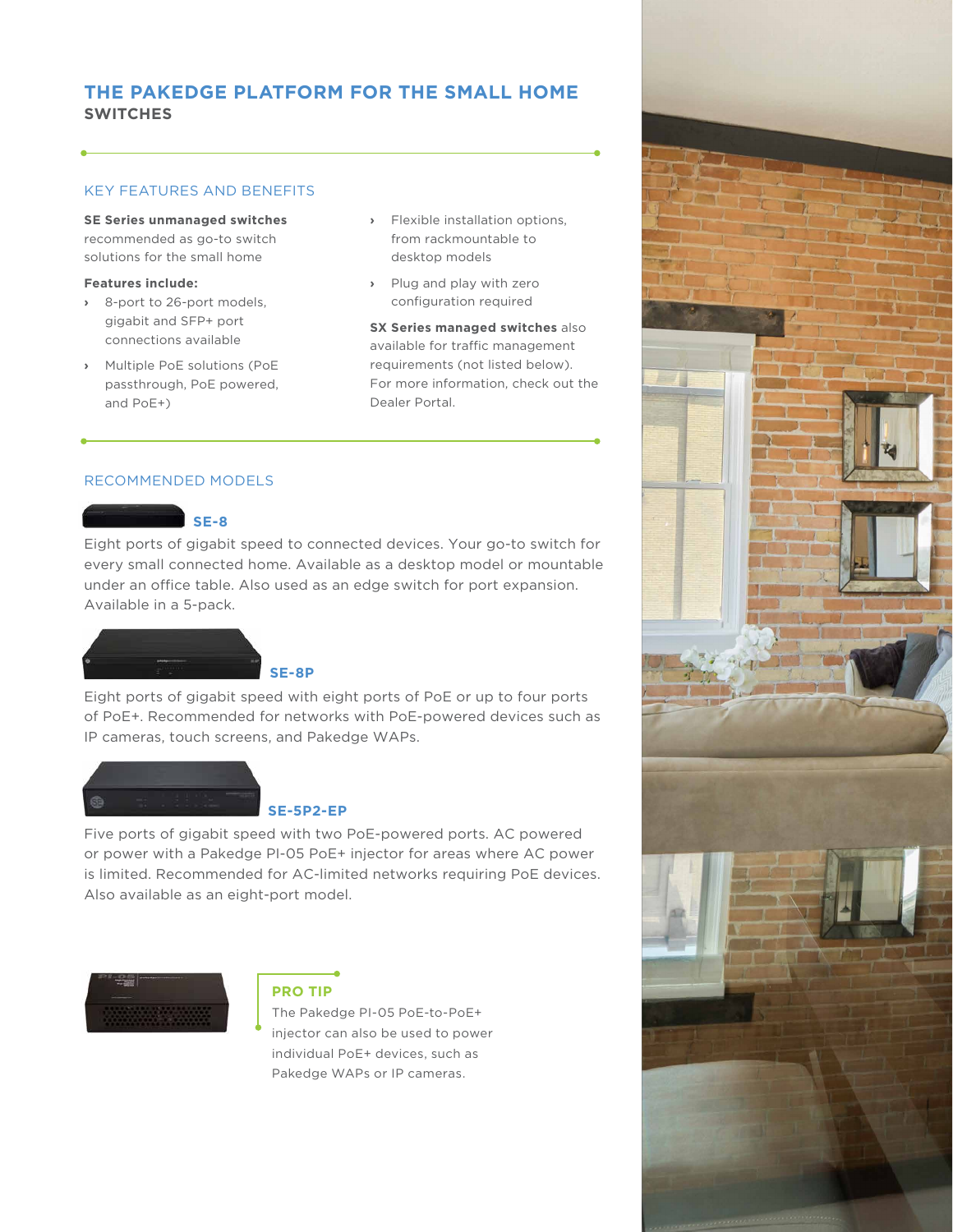# THE PAKEDGE PLATFORM FOR THE SMALL HOME
## SWITCHES

### KEY FEATURES AND BENEFITS

**SE Series unmanaged switches** recommended as go-to switch solutions for the small home

**Features include:**

- 8-port to 26-port models, gigabit and SFP+ port connections available
- Multiple PoE solutions (PoE passthrough, PoE powered, and PoE+)
- Flexible installation options, from rackmountable to desktop models
- Plug and play with zero configuration required

**SX Series managed switches** also available for traffic management requirements (not listed below). For more information, check out the Dealer Portal.

### RECOMMENDED MODELS

#### SE-8

Eight ports of gigabit speed to connected devices. Your go-to switch for every small connected home. Available as a desktop model or mountable under an office table. Also used as an edge switch for port expansion. Available in a 5-pack.

#### SE-8P

Eight ports of gigabit speed with eight ports of PoE or up to four ports of PoE+. Recommended for networks with PoE-powered devices such as IP cameras, touch screens, and Pakedge WAPs.

#### SE-5P2-EP

Five ports of gigabit speed with two PoE-powered ports. AC powered or power with a Pakedge PI-05 PoE+ injector for areas where AC power is limited. Recommended for AC-limited networks requiring PoE devices. Also available as an eight-port model.

**PRO TIP**

The Pakedge PI-05 PoE-to-PoE+ injector can also be used to power individual PoE+ devices, such as Pakedge WAPs or IP cameras.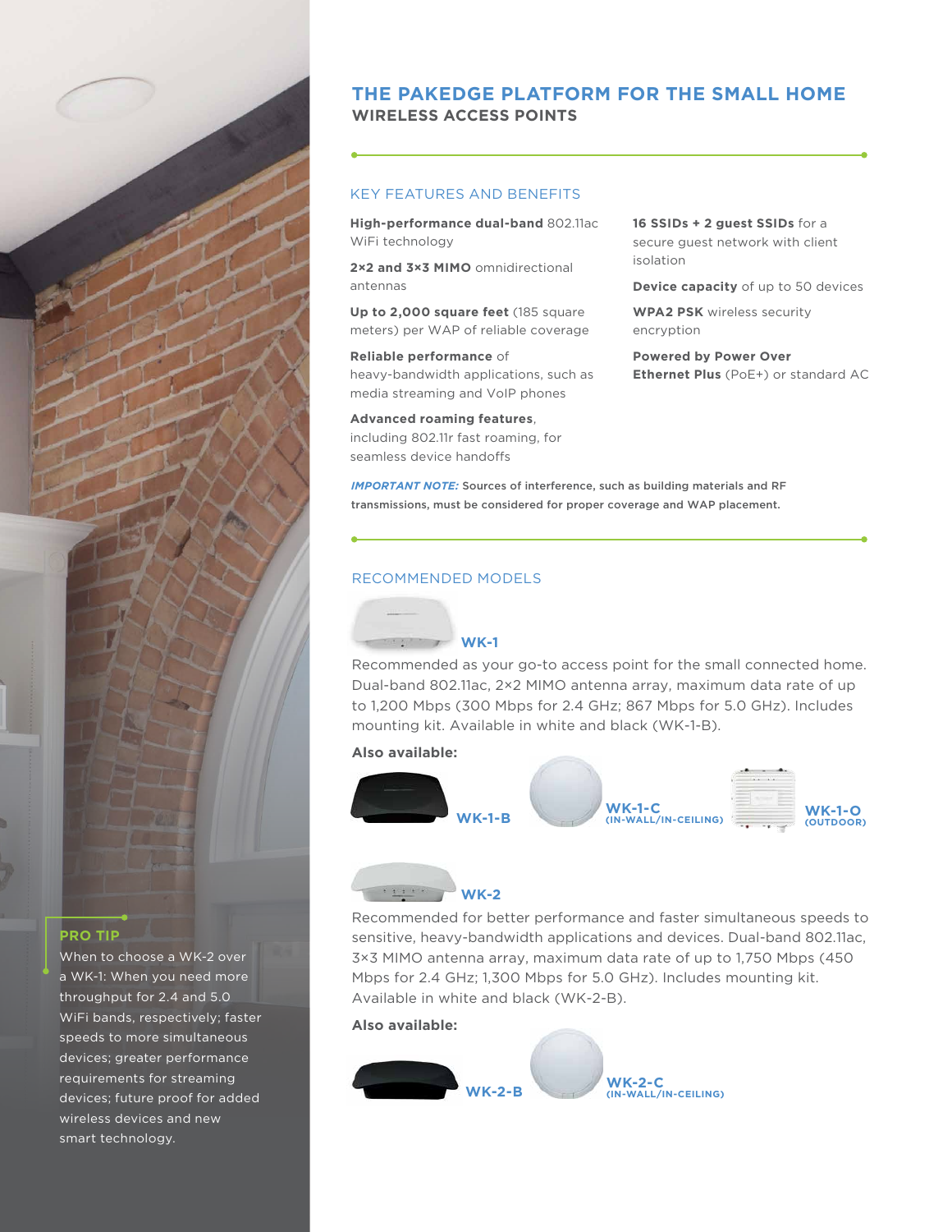# THE PAKEDGE PLATFORM FOR THE SMALL HOME

## WIRELESS ACCESS POINTS

### KEY FEATURES AND BENEFITS

**High-performance dual-band** 802.11ac WiFi technology

**2×2 and 3×3 MIMO** omnidirectional antennas

**Up to 2,000 square feet** (185 square meters) per WAP of reliable coverage

**Reliable performance** of heavy-bandwidth applications, such as media streaming and VoIP phones

**Advanced roaming features**, including 802.11r fast roaming, for seamless device handoffs

**16 SSIDs + 2 guest SSIDs** for a secure guest network with client isolation

**Device capacity** of up to 50 devices

**WPA2 PSK** wireless security encryption

**Powered by Power Over Ethernet Plus** (PoE+) or standard AC

***IMPORTANT NOTE:*** **Sources of interference, such as building materials and RF transmissions, must be considered for proper coverage and WAP placement.**

### RECOMMENDED MODELS

**WK-1**

Recommended as your go-to access point for the small connected home. Dual-band 802.11ac, 2×2 MIMO antenna array, maximum data rate of up to 1,200 Mbps (300 Mbps for 2.4 GHz; 867 Mbps for 5.0 GHz). Includes mounting kit. Available in white and black (WK-1-B).

**Also available:**

**WK-1-B**

**WK-1-C (IN-WALL/IN-CEILING)**

**WK-1-O (OUTDOOR)**

**WK-2**

Recommended for better performance and faster simultaneous speeds to sensitive, heavy-bandwidth applications and devices. Dual-band 802.11ac, 3×3 MIMO antenna array, maximum data rate of up to 1,750 Mbps (450 Mbps for 2.4 GHz; 1,300 Mbps for 5.0 GHz). Includes mounting kit. Available in white and black (WK-2-B).

**Also available:**

**WK-2-B**

**WK-2-C (IN-WALL/IN-CEILING)**

**PRO TIP**

When to choose a WK-2 over a WK-1: When you need more throughput for 2.4 and 5.0 WiFi bands, respectively; faster speeds to more simultaneous devices; greater performance requirements for streaming devices; future proof for added wireless devices and new smart technology.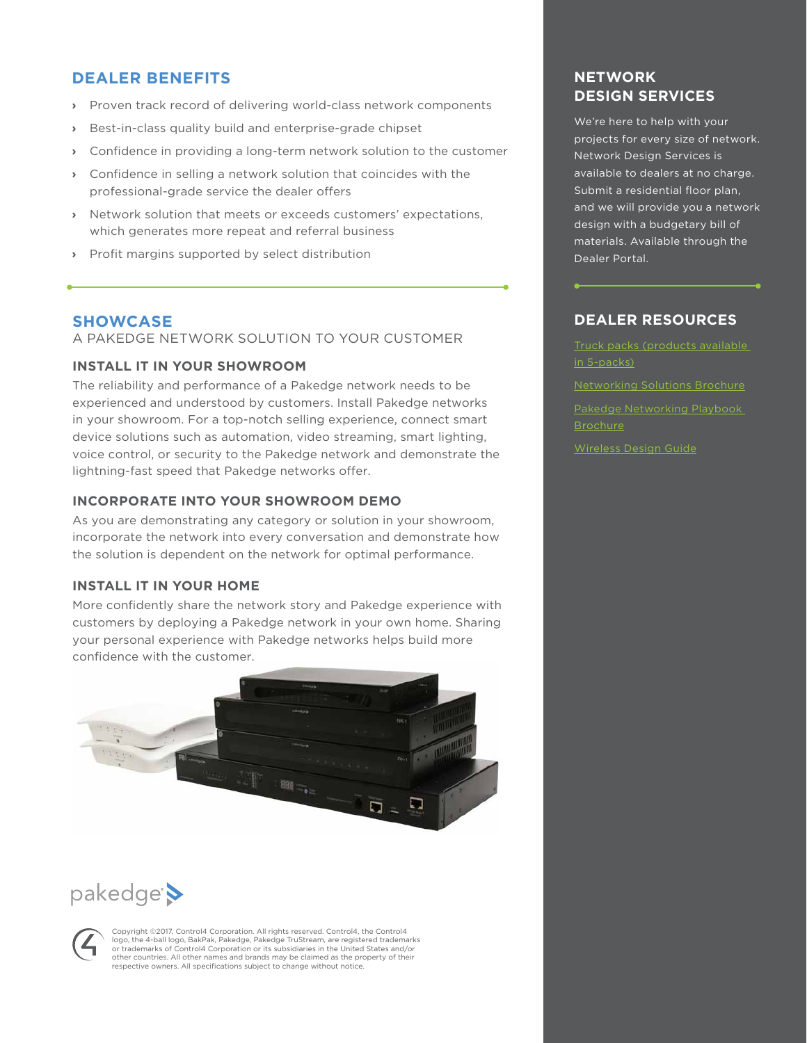## DEALER BENEFITS

- Proven track record of delivering world-class network components
- Best-in-class quality build and enterprise-grade chipset
- Confidence in providing a long-term network solution to the customer
- Confidence in selling a network solution that coincides with the professional-grade service the dealer offers
- Network solution that meets or exceeds customers' expectations, which generates more repeat and referral business
- Profit margins supported by select distribution

## SHOWCASE

A PAKEDGE NETWORK SOLUTION TO YOUR CUSTOMER

### INSTALL IT IN YOUR SHOWROOM

The reliability and performance of a Pakedge network needs to be experienced and understood by customers. Install Pakedge networks in your showroom. For a top-notch selling experience, connect smart device solutions such as automation, video streaming, smart lighting, voice control, or security to the Pakedge network and demonstrate the lightning-fast speed that Pakedge networks offer.

### INCORPORATE INTO YOUR SHOWROOM DEMO

As you are demonstrating any category or solution in your showroom, incorporate the network into every conversation and demonstrate how the solution is dependent on the network for optimal performance.

### INSTALL IT IN YOUR HOME

More confidently share the network story and Pakedge experience with customers by deploying a Pakedge network in your own home. Sharing your personal experience with Pakedge networks helps build more confidence with the customer.

## NETWORK DESIGN SERVICES

We're here to help with your projects for every size of network. Network Design Services is available to dealers at no charge. Submit a residential floor plan, and we will provide you a network design with a budgetary bill of materials. Available through the Dealer Portal.

## DEALER RESOURCES

Truck packs (products available in 5-packs)

Networking Solutions Brochure

Pakedge Networking Playbook Brochure

Wireless Design Guide

pakedge

Copyright ©2017, Control4 Corporation. All rights reserved. Control4, the Control4 logo, the 4-ball logo, BakPak, Pakedge, Pakedge TruStream, are registered trademarks or trademarks of Control4 Corporation or its subsidiaries in the United States and/or other countries. All other names and brands may be claimed as the property of their respective owners. All specifications subject to change without notice.